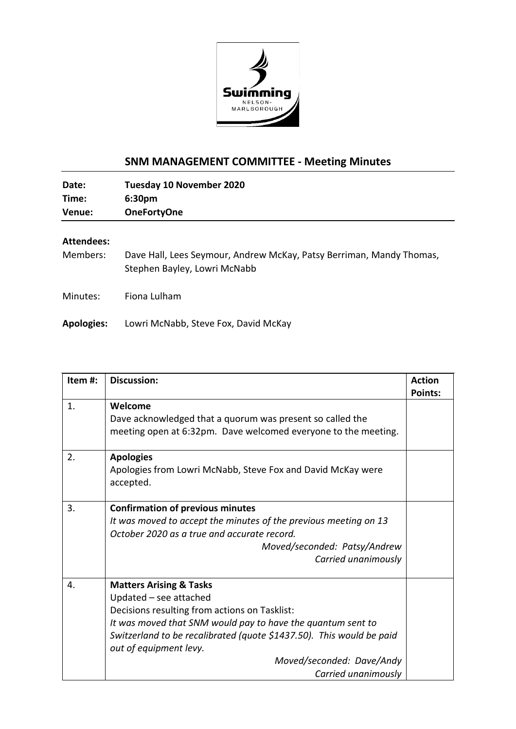## SNM MANAGEMENT COMMITTEE - Meeting Minutes

**Date:** **Tuesday 10 November 2020**
**Time:** **6:30pm**
**Venue:** **OneFortyOne**

---

**Attendees:**

Members: Dave Hall, Lees Seymour, Andrew McKay, Patsy Berriman, Mandy Thomas, Stephen Bayley, Lowri McNabb

Minutes: Fiona Lulham

**Apologies:** Lowri McNabb, Steve Fox, David McKay

| Item #: | Discussion: | Action Points: |
|---|---|---|
| 1. | **Welcome**<br>Dave acknowledged that a quorum was present so called the meeting open at 6:32pm. Dave welcomed everyone to the meeting. | |
| 2. | **Apologies**<br>Apologies from Lowri McNabb, Steve Fox and David McKay were accepted. | |
| 3. | **Confirmation of previous minutes**<br>*It was moved to accept the minutes of the previous meeting on 13 October 2020 as a true and accurate record.*<br>*Moved/seconded: Patsy/Andrew*<br>*Carried unanimously* | |
| 4. | **Matters Arising & Tasks**<br>Updated – see attached<br>Decisions resulting from actions on Tasklist:<br>*It was moved that SNM would pay to have the quantum sent to Switzerland to be recalibrated (quote $1437.50). This would be paid out of equipment levy.*<br>*Moved/seconded: Dave/Andy*<br>*Carried unanimously* | |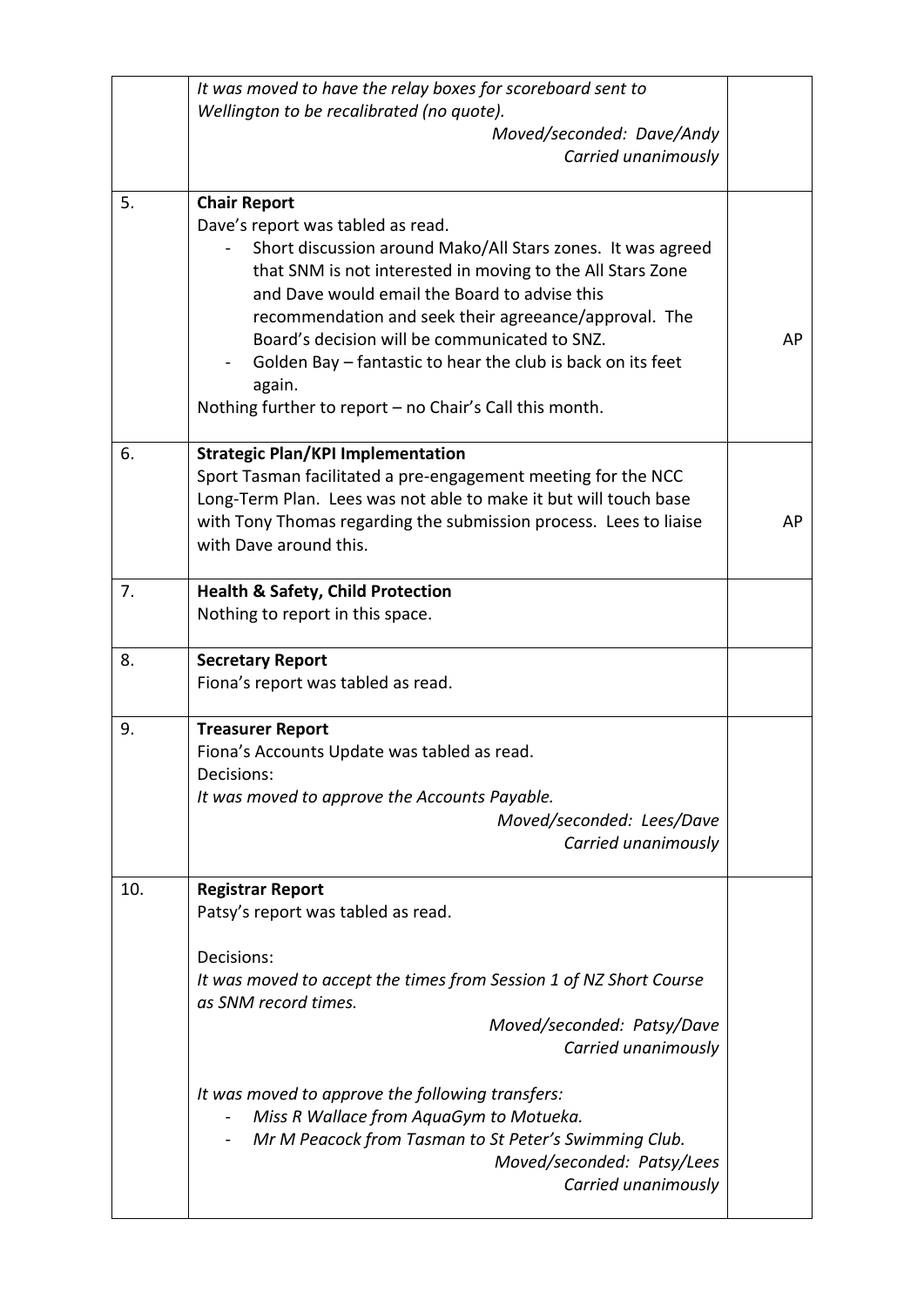| | | |
|---|---|---|
| | *It was moved to have the relay boxes for scoreboard sent to Wellington to be recalibrated (no quote).*<br>*Moved/seconded: Dave/Andy*<br>*Carried unanimously* | |
| 5. | **Chair Report**<br>Dave's report was tabled as read.<br>- Short discussion around Mako/All Stars zones. It was agreed that SNM is not interested in moving to the All Stars Zone and Dave would email the Board to advise this recommendation and seek their agreeance/approval. The Board's decision will be communicated to SNZ.<br>- Golden Bay – fantastic to hear the club is back on its feet again.<br>Nothing further to report – no Chair's Call this month. | AP |
| 6. | **Strategic Plan/KPI Implementation**<br>Sport Tasman facilitated a pre-engagement meeting for the NCC Long-Term Plan. Lees was not able to make it but will touch base with Tony Thomas regarding the submission process. Lees to liaise with Dave around this. | AP |
| 7. | **Health & Safety, Child Protection**<br>Nothing to report in this space. | |
| 8. | **Secretary Report**<br>Fiona's report was tabled as read. | |
| 9. | **Treasurer Report**<br>Fiona's Accounts Update was tabled as read.<br>Decisions:<br>*It was moved to approve the Accounts Payable.*<br>*Moved/seconded: Lees/Dave*<br>*Carried unanimously* | |
| 10. | **Registrar Report**<br>Patsy's report was tabled as read.<br><br>Decisions:<br>*It was moved to accept the times from Session 1 of NZ Short Course as SNM record times.*<br>*Moved/seconded: Patsy/Dave*<br>*Carried unanimously*<br><br>*It was moved to approve the following transfers:*<br>- *Miss R Wallace from AquaGym to Motueka.*<br>- *Mr M Peacock from Tasman to St Peter's Swimming Club.*<br>*Moved/seconded: Patsy/Lees*<br>*Carried unanimously* | |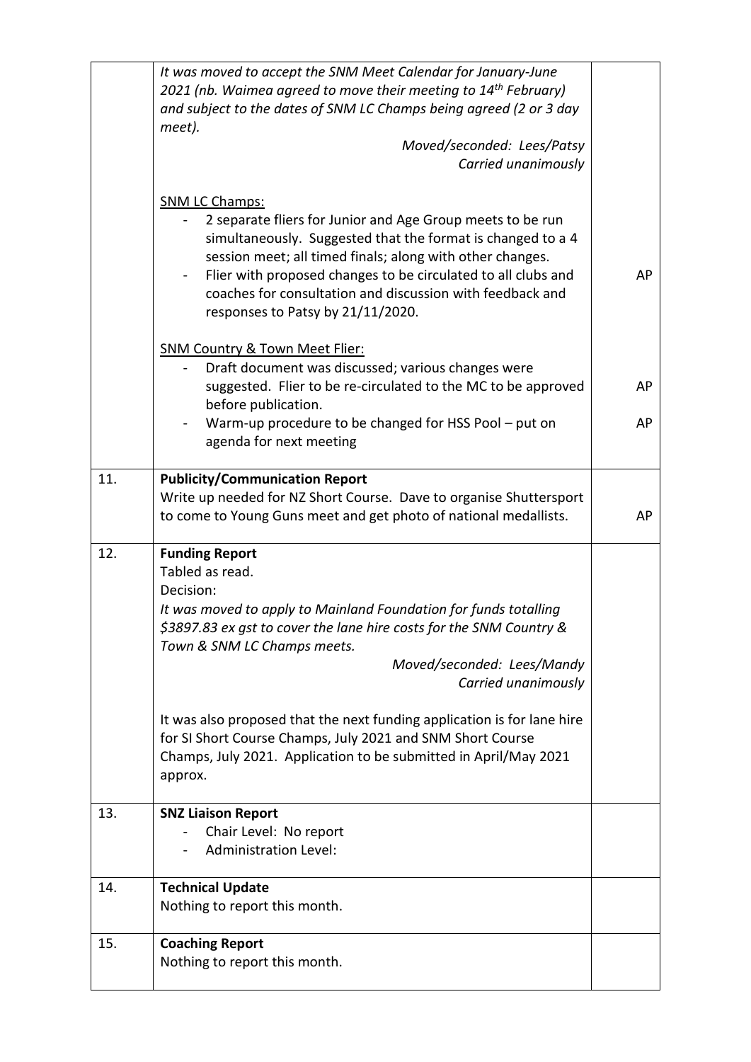| | | |
|---|---|---|
| | *It was moved to accept the SNM Meet Calendar for January-June 2021 (nb. Waimea agreed to move their meeting to 14th February) and subject to the dates of SNM LC Champs being agreed (2 or 3 day meet).*<br>*Moved/seconded: Lees/Patsy*<br>*Carried unanimously*<br><br>SNM LC Champs:<br>- 2 separate fliers for Junior and Age Group meets to be run simultaneously. Suggested that the format is changed to a 4 session meet; all timed finals; along with other changes.<br>- Flier with proposed changes to be circulated to all clubs and coaches for consultation and discussion with feedback and responses to Patsy by 21/11/2020.<br><br>SNM Country & Town Meet Flier:<br>- Draft document was discussed; various changes were suggested. Flier to be re-circulated to the MC to be approved before publication.<br>- Warm-up procedure to be changed for HSS Pool – put on agenda for next meeting | AP<br><br>AP<br>AP |
| 11. | **Publicity/Communication Report**<br>Write up needed for NZ Short Course. Dave to organise Shuttersport to come to Young Guns meet and get photo of national medallists. | AP |
| 12. | **Funding Report**<br>Tabled as read.<br>Decision:<br>*It was moved to apply to Mainland Foundation for funds totalling $3897.83 ex gst to cover the lane hire costs for the SNM Country & Town & SNM LC Champs meets.*<br>*Moved/seconded: Lees/Mandy*<br>*Carried unanimously*<br><br>It was also proposed that the next funding application is for lane hire for SI Short Course Champs, July 2021 and SNM Short Course Champs, July 2021. Application to be submitted in April/May 2021 approx. | |
| 13. | **SNZ Liaison Report**<br>- Chair Level: No report<br>- Administration Level: | |
| 14. | **Technical Update**<br>Nothing to report this month. | |
| 15. | **Coaching Report**<br>Nothing to report this month. | |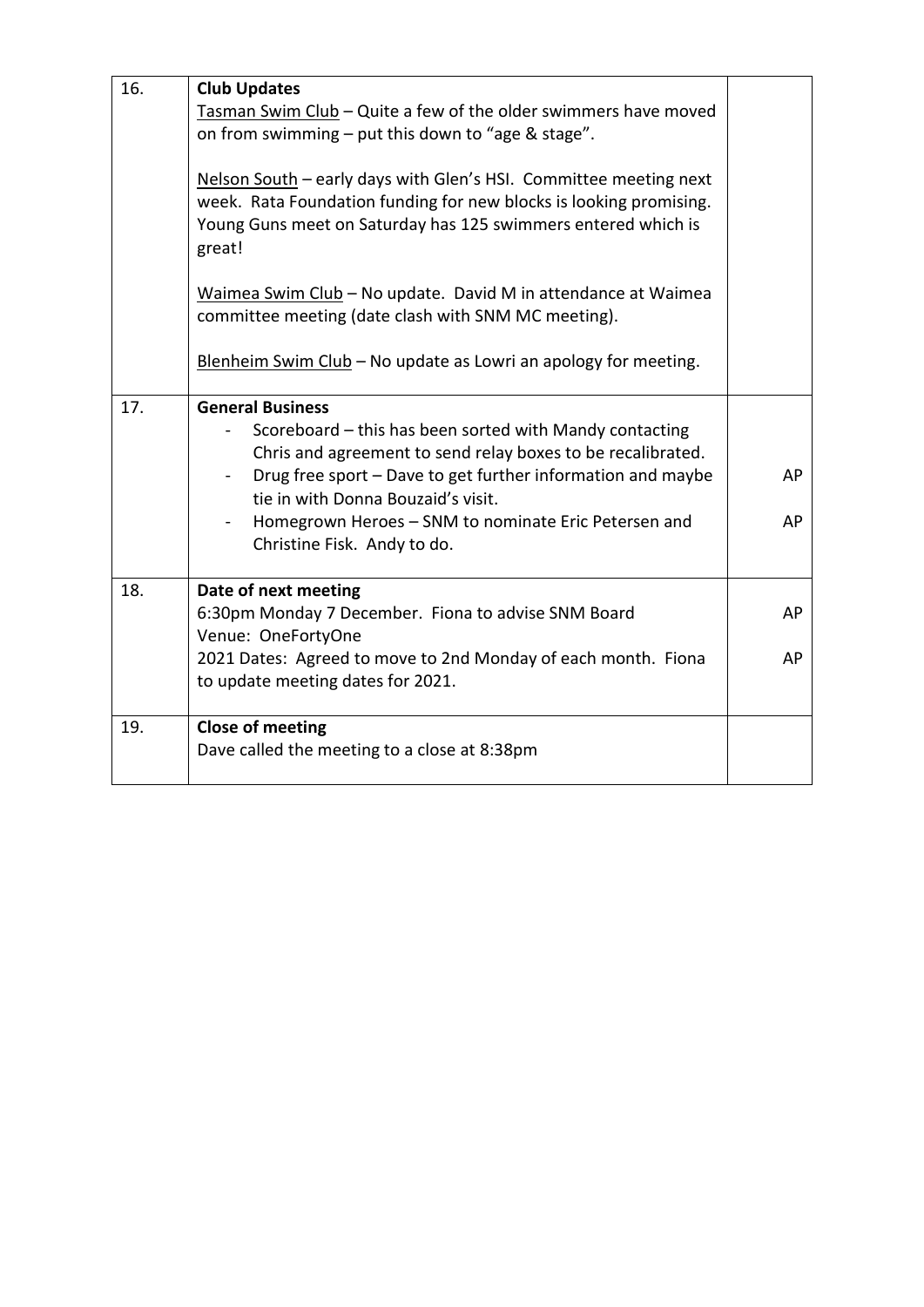| | | |
|---|---|---|
| 16. | **Club Updates**<br>Tasman Swim Club – Quite a few of the older swimmers have moved on from swimming – put this down to "age & stage".<br><br>Nelson South – early days with Glen's HSI. Committee meeting next week. Rata Foundation funding for new blocks is looking promising. Young Guns meet on Saturday has 125 swimmers entered which is great!<br><br>Waimea Swim Club – No update. David M in attendance at Waimea committee meeting (date clash with SNM MC meeting).<br><br>Blenheim Swim Club – No update as Lowri an apology for meeting. | |
| 17. | **General Business**<br>- Scoreboard – this has been sorted with Mandy contacting Chris and agreement to send relay boxes to be recalibrated.<br>- Drug free sport – Dave to get further information and maybe tie in with Donna Bouzaid's visit.<br>- Homegrown Heroes – SNM to nominate Eric Petersen and Christine Fisk. Andy to do. | <br><br>AP<br><br>AP |
| 18. | **Date of next meeting**<br>6:30pm Monday 7 December. Fiona to advise SNM Board<br>Venue: OneFortyOne<br>2021 Dates: Agreed to move to 2nd Monday of each month. Fiona to update meeting dates for 2021. | <br>AP<br><br>AP |
| 19. | **Close of meeting**<br>Dave called the meeting to a close at 8:38pm | |